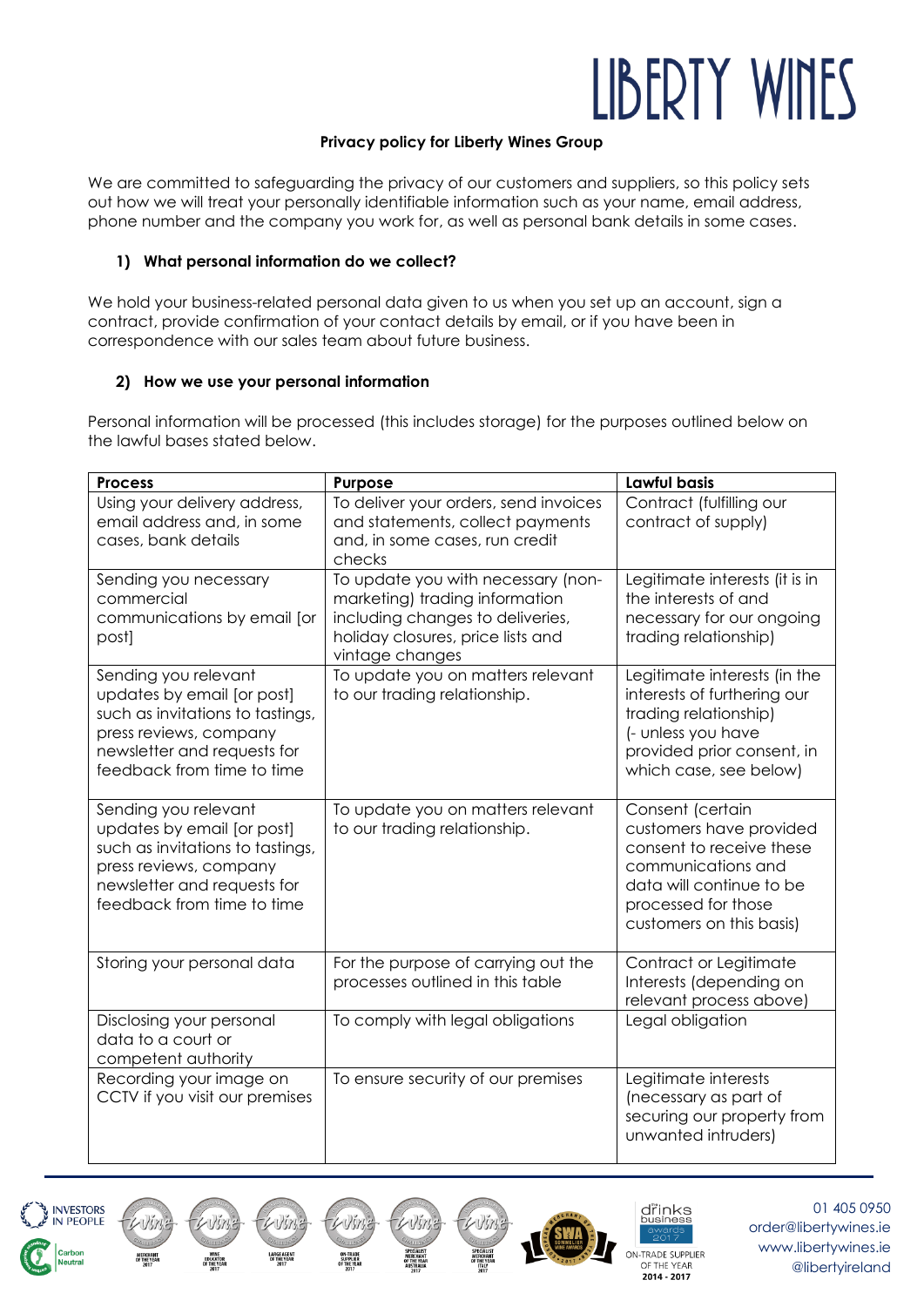# LIBERTY WINES

**Privacy policy for Liberty Wines Group**

We are committed to safeguarding the privacy of our customers and suppliers, so this policy sets out how we will treat your personally identifiable information such as your name, email address, phone number and the company you work for, as well as personal bank details in some cases.

## 1) What personal information do we collect?

We hold your business-related personal data given to us when you set up an account, sign a contract, provide confirmation of your contact details by email, or if you have been in correspondence with our sales team about future business.

## 2) How we use your personal information

Personal information will be processed (this includes storage) for the purposes outlined below on the lawful bases stated below.

| Process | Purpose | Lawful basis |
|---|---|---|
| Using your delivery address, email address and, in some cases, bank details | To deliver your orders, send invoices and statements, collect payments and, in some cases, run credit checks | Contract (fulfilling our contract of supply) |
| Sending you necessary commercial communications by email [or post] | To update you with necessary (non-marketing) trading information including changes to deliveries, holiday closures, price lists and vintage changes | Legitimate interests (it is in the interests of and necessary for our ongoing trading relationship) |
| Sending you relevant updates by email [or post] such as invitations to tastings, press reviews, company newsletter and requests for feedback from time to time | To update you on matters relevant to our trading relationship. | Legitimate interests (in the interests of furthering our trading relationship) (- unless you have provided prior consent, in which case, see below) |
| Sending you relevant updates by email [or post] such as invitations to tastings, press reviews, company newsletter and requests for feedback from time to time | To update you on matters relevant to our trading relationship. | Consent (certain customers have provided consent to receive these communications and data will continue to be processed for those customers on this basis) |
| Storing your personal data | For the purpose of carrying out the processes outlined in this table | Contract or Legitimate Interests (depending on relevant process above) |
| Disclosing your personal data to a court or competent authority | To comply with legal obligations | Legal obligation |
| Recording your image on CCTV if you visit our premises | To ensure security of our premises | Legitimate interests (necessary as part of securing our property from unwanted intruders) |

01 405 0950
order@libertywines.ie
www.libertywines.ie
@libertyireland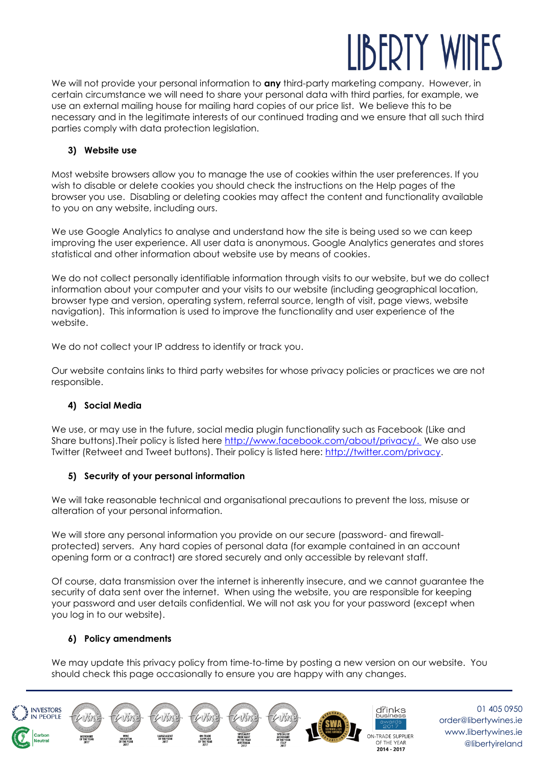We will not provide your personal information to **any** third-party marketing company. However, in certain circumstance we will need to share your personal data with third parties, for example, we use an external mailing house for mailing hard copies of our price list. We believe this to be necessary and in the legitimate interests of our continued trading and we ensure that all such third parties comply with data protection legislation.

### 3) Website use

Most website browsers allow you to manage the use of cookies within the user preferences. If you wish to disable or delete cookies you should check the instructions on the Help pages of the browser you use. Disabling or deleting cookies may affect the content and functionality available to you on any website, including ours.

We use Google Analytics to analyse and understand how the site is being used so we can keep improving the user experience. All user data is anonymous. Google Analytics generates and stores statistical and other information about website use by means of cookies.

We do not collect personally identifiable information through visits to our website, but we do collect information about your computer and your visits to our website (including geographical location, browser type and version, operating system, referral source, length of visit, page views, website navigation). This information is used to improve the functionality and user experience of the website.

We do not collect your IP address to identify or track you.

Our website contains links to third party websites for whose privacy policies or practices we are not responsible.

### 4) Social Media

We use, or may use in the future, social media plugin functionality such as Facebook (Like and Share buttons).Their policy is listed here http://www.facebook.com/about/privacy/. We also use Twitter (Retweet and Tweet buttons). Their policy is listed here: http://twitter.com/privacy.

### 5) Security of your personal information

We will take reasonable technical and organisational precautions to prevent the loss, misuse or alteration of your personal information.

We will store any personal information you provide on our secure (password- and firewall-protected) servers. Any hard copies of personal data (for example contained in an account opening form or a contract) are stored securely and only accessible by relevant staff.

Of course, data transmission over the internet is inherently insecure, and we cannot guarantee the security of data sent over the internet. When using the website, you are responsible for keeping your password and user details confidential. We will not ask you for your password (except when you log in to our website).

### 6) Policy amendments

We may update this privacy policy from time-to-time by posting a new version on our website. You should check this page occasionally to ensure you are happy with any changes.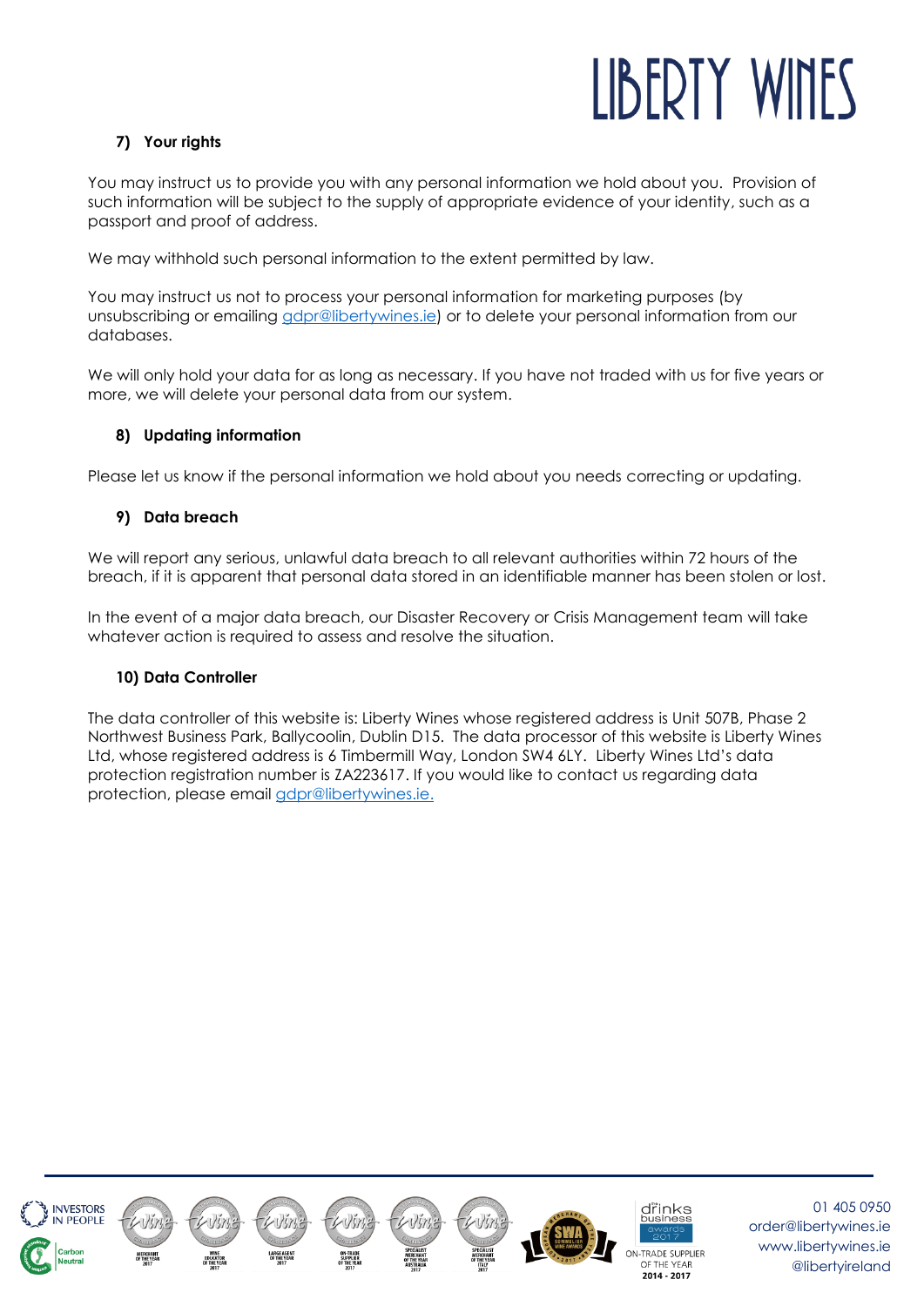#### 7) Your rights

You may instruct us to provide you with any personal information we hold about you. Provision of such information will be subject to the supply of appropriate evidence of your identity, such as a passport and proof of address.

We may withhold such personal information to the extent permitted by law.

You may instruct us not to process your personal information for marketing purposes (by unsubscribing or emailing gdpr@libertywines.ie) or to delete your personal information from our databases.

We will only hold your data for as long as necessary. If you have not traded with us for five years or more, we will delete your personal data from our system.

#### 8) Updating information

Please let us know if the personal information we hold about you needs correcting or updating.

#### 9) Data breach

We will report any serious, unlawful data breach to all relevant authorities within 72 hours of the breach, if it is apparent that personal data stored in an identifiable manner has been stolen or lost.

In the event of a major data breach, our Disaster Recovery or Crisis Management team will take whatever action is required to assess and resolve the situation.

#### 10) Data Controller

The data controller of this website is: Liberty Wines whose registered address is Unit 507B, Phase 2 Northwest Business Park, Ballycoolin, Dublin D15. The data processor of this website is Liberty Wines Ltd, whose registered address is 6 Timbermill Way, London SW4 6LY. Liberty Wines Ltd's data protection registration number is ZA223617. If you would like to contact us regarding data protection, please email gdpr@libertywines.ie.